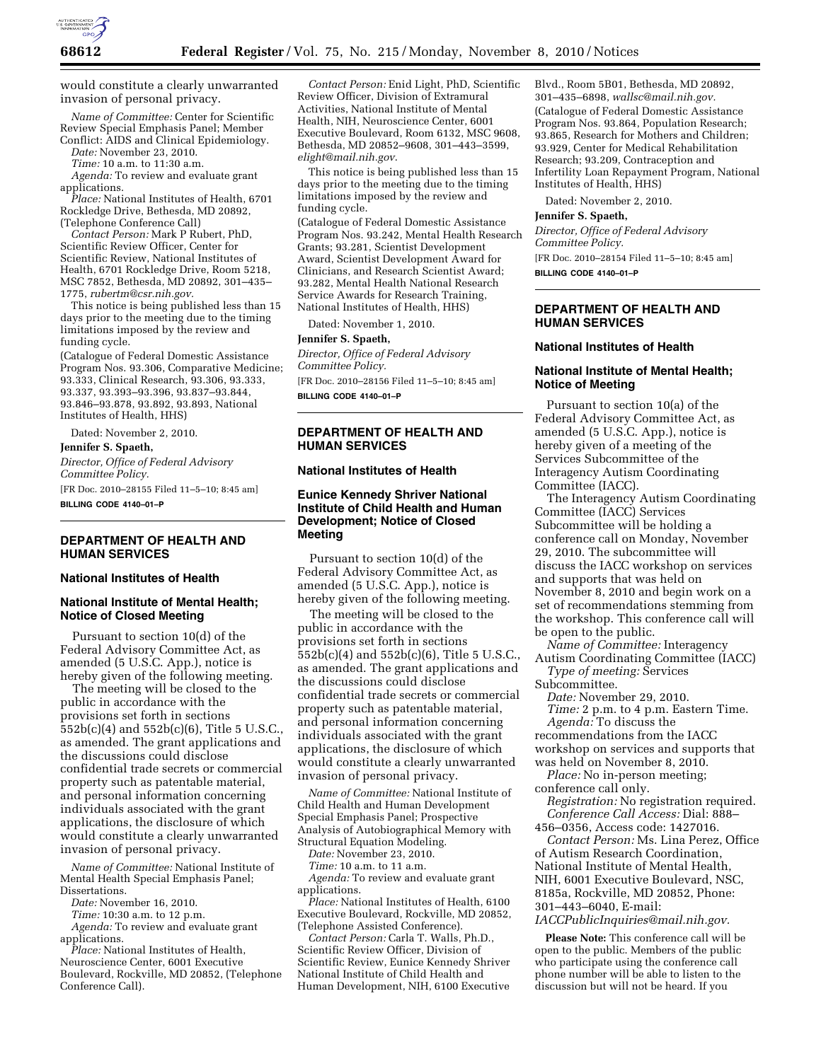would constitute a clearly unwarranted invasion of personal privacy.

*Name of Committee:* Center for Scientific Review Special Emphasis Panel; Member Conflict: AIDS and Clinical Epidemiology.

*Date:* November 23, 2010.

*Time:* 10 a.m. to 11:30 a.m.

*Agenda:* To review and evaluate grant applications.

*Place:* National Institutes of Health, 6701 Rockledge Drive, Bethesda, MD 20892, (Telephone Conference Call)

*Contact Person:* Mark P Rubert, PhD, Scientific Review Officer, Center for Scientific Review, National Institutes of Health, 6701 Rockledge Drive, Room 5218, MSC 7852, Bethesda, MD 20892, 301–435–1775, *rubertm@csr.nih.gov.*

This notice is being published less than 15 days prior to the meeting due to the timing limitations imposed by the review and funding cycle.

(Catalogue of Federal Domestic Assistance Program Nos. 93.306, Comparative Medicine; 93.333, Clinical Research, 93.306, 93.333, 93.337, 93.393–93.396, 93.837–93.844, 93.846–93.878, 93.892, 93.893, National Institutes of Health, HHS)

Dated: November 2, 2010.

**Jennifer S. Spaeth,**

*Director, Office of Federal Advisory Committee Policy.*

[FR Doc. 2010–28155 Filed 11–5–10; 8:45 am]

**BILLING CODE 4140–01–P**

## DEPARTMENT OF HEALTH AND HUMAN SERVICES

### National Institutes of Health

### National Institute of Mental Health; Notice of Closed Meeting

Pursuant to section 10(d) of the Federal Advisory Committee Act, as amended (5 U.S.C. App.), notice is hereby given of the following meeting.

The meeting will be closed to the public in accordance with the provisions set forth in sections 552b(c)(4) and 552b(c)(6), Title 5 U.S.C., as amended. The grant applications and the discussions could disclose confidential trade secrets or commercial property such as patentable material, and personal information concerning individuals associated with the grant applications, the disclosure of which would constitute a clearly unwarranted invasion of personal privacy.

*Name of Committee:* National Institute of Mental Health Special Emphasis Panel; Dissertations.

*Date:* November 16, 2010.

*Time:* 10:30 a.m. to 12 p.m.

*Agenda:* To review and evaluate grant applications.

*Place:* National Institutes of Health, Neuroscience Center, 6001 Executive Boulevard, Rockville, MD 20852, (Telephone Conference Call).

*Contact Person:* Enid Light, PhD, Scientific Review Officer, Division of Extramural Activities, National Institute of Mental Health, NIH, Neuroscience Center, 6001 Executive Boulevard, Room 6132, MSC 9608, Bethesda, MD 20852–9608, 301–443–3599, *elight@mail.nih.gov.*

This notice is being published less than 15 days prior to the meeting due to the timing limitations imposed by the review and funding cycle.

(Catalogue of Federal Domestic Assistance Program Nos. 93.242, Mental Health Research Grants; 93.281, Scientist Development Award, Scientist Development Award for Clinicians, and Research Scientist Award; 93.282, Mental Health National Research Service Awards for Research Training, National Institutes of Health, HHS)

Dated: November 1, 2010.

**Jennifer S. Spaeth,**

*Director, Office of Federal Advisory Committee Policy.*

[FR Doc. 2010–28156 Filed 11–5–10; 8:45 am]

**BILLING CODE 4140–01–P**

## DEPARTMENT OF HEALTH AND HUMAN SERVICES

### National Institutes of Health

### Eunice Kennedy Shriver National Institute of Child Health and Human Development; Notice of Closed Meeting

Pursuant to section 10(d) of the Federal Advisory Committee Act, as amended (5 U.S.C. App.), notice is hereby given of the following meeting.

The meeting will be closed to the public in accordance with the provisions set forth in sections 552b(c)(4) and 552b(c)(6), Title 5 U.S.C., as amended. The grant applications and the discussions could disclose confidential trade secrets or commercial property such as patentable material, and personal information concerning individuals associated with the grant applications, the disclosure of which would constitute a clearly unwarranted invasion of personal privacy.

*Name of Committee:* National Institute of Child Health and Human Development Special Emphasis Panel; Prospective Analysis of Autobiographical Memory with Structural Equation Modeling.

*Date:* November 23, 2010.

*Time:* 10 a.m. to 11 a.m.

*Agenda:* To review and evaluate grant applications.

*Place:* National Institutes of Health, 6100 Executive Boulevard, Rockville, MD 20852, (Telephone Assisted Conference).

*Contact Person:* Carla T. Walls, Ph.D., Scientific Review Officer, Division of Scientific Review, Eunice Kennedy Shriver National Institute of Child Health and Human Development, NIH, 6100 Executive Blvd., Room 5B01, Bethesda, MD 20892, 301–435–6898, *wallsc@mail.nih.gov.*

(Catalogue of Federal Domestic Assistance Program Nos. 93.864, Population Research; 93.865, Research for Mothers and Children; 93.929, Center for Medical Rehabilitation Research; 93.209, Contraception and Infertility Loan Repayment Program, National Institutes of Health, HHS)

Dated: November 2, 2010.

**Jennifer S. Spaeth,**

*Director, Office of Federal Advisory Committee Policy.*

[FR Doc. 2010–28154 Filed 11–5–10; 8:45 am]

**BILLING CODE 4140–01–P**

## DEPARTMENT OF HEALTH AND HUMAN SERVICES

### National Institutes of Health

### National Institute of Mental Health; Notice of Meeting

Pursuant to section 10(a) of the Federal Advisory Committee Act, as amended (5 U.S.C. App.), notice is hereby given of a meeting of the Services Subcommittee of the Interagency Autism Coordinating Committee (IACC).

The Interagency Autism Coordinating Committee (IACC) Services Subcommittee will be holding a conference call on Monday, November 29, 2010. The subcommittee will discuss the IACC workshop on services and supports that was held on November 8, 2010 and begin work on a set of recommendations stemming from the workshop. This conference call will be open to the public.

*Name of Committee:* Interagency Autism Coordinating Committee (IACC)

*Type of meeting:* Services Subcommittee.

*Date:* November 29, 2010.

*Time:* 2 p.m. to 4 p.m. Eastern Time.

*Agenda:* To discuss the recommendations from the IACC workshop on services and supports that was held on November 8, 2010.

*Place:* No in-person meeting; conference call only.

*Registration:* No registration required.

*Conference Call Access:* Dial: 888–456–0356, Access code: 1427016.

*Contact Person:* Ms. Lina Perez, Office of Autism Research Coordination, National Institute of Mental Health, NIH, 6001 Executive Boulevard, NSC, 8185a, Rockville, MD 20852, Phone: 301–443–6040, E-mail: *IACCPublicInquiries@mail.nih.gov.*

**Please Note:** This conference call will be open to the public. Members of the public who participate using the conference call phone number will be able to listen to the discussion but will not be heard. If you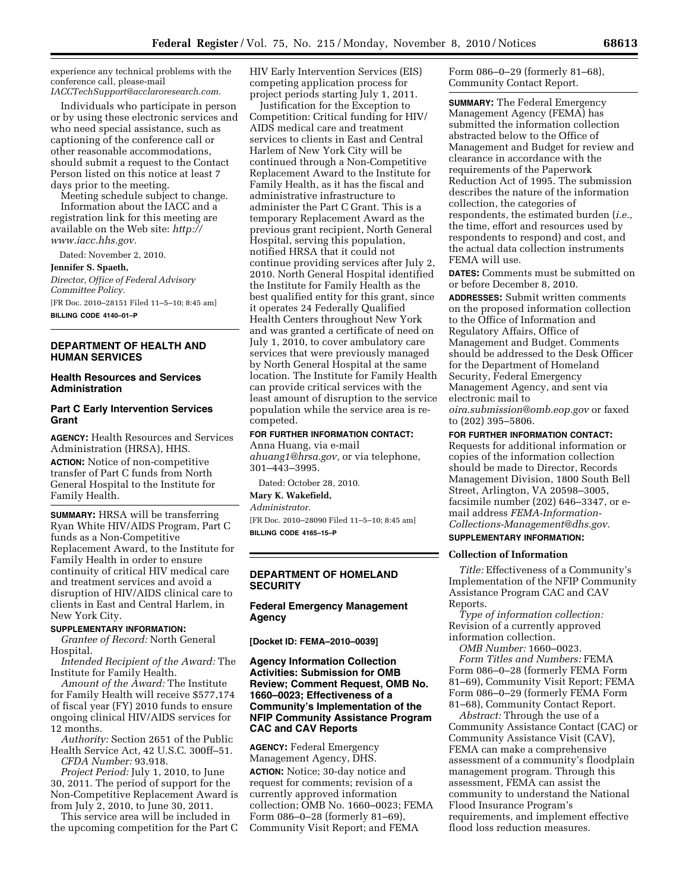experience any technical problems with the conference call, please-mail *IACCTechSupport@acclaroresearch.com.*

Individuals who participate in person or by using these electronic services and who need special assistance, such as captioning of the conference call or other reasonable accommodations, should submit a request to the Contact Person listed on this notice at least 7 days prior to the meeting.

Meeting schedule subject to change.

Information about the IACC and a registration link for this meeting are available on the Web site: *http://www.iacc.hhs.gov.*

Dated: November 2, 2010.

**Jennifer S. Spaeth,**

*Director, Office of Federal Advisory Committee Policy.*

[FR Doc. 2010–28151 Filed 11–5–10; 8:45 am]

**BILLING CODE 4140–01–P**

## DEPARTMENT OF HEALTH AND HUMAN SERVICES

### Health Resources and Services Administration

### Part C Early Intervention Services Grant

**AGENCY:** Health Resources and Services Administration (HRSA), HHS.

**ACTION:** Notice of non-competitive transfer of Part C funds from North General Hospital to the Institute for Family Health.

**SUMMARY:** HRSA will be transferring Ryan White HIV/AIDS Program, Part C funds as a Non-Competitive Replacement Award, to the Institute for Family Health in order to ensure continuity of critical HIV medical care and treatment services and avoid a disruption of HIV/AIDS clinical care to clients in East and Central Harlem, in New York City.

**SUPPLEMENTARY INFORMATION:**

*Grantee of Record:* North General Hospital.

*Intended Recipient of the Award:* The Institute for Family Health.

*Amount of the Award:* The Institute for Family Health will receive $577,174 of fiscal year (FY) 2010 funds to ensure ongoing clinical HIV/AIDS services for 12 months.

*Authority:* Section 2651 of the Public Health Service Act, 42 U.S.C. 300ff–51.

*CFDA Number:* 93.918.

*Project Period:* July 1, 2010, to June 30, 2011. The period of support for the Non-Competitive Replacement Award is from July 2, 2010, to June 30, 2011.

This service area will be included in the upcoming competition for the Part C HIV Early Intervention Services (EIS) competing application process for project periods starting July 1, 2011.

Justification for the Exception to Competition: Critical funding for HIV/AIDS medical care and treatment services to clients in East and Central Harlem of New York City will be continued through a Non-Competitive Replacement Award to the Institute for Family Health, as it has the fiscal and administrative infrastructure to administer the Part C Grant. This is a temporary Replacement Award as the previous grant recipient, North General Hospital, serving this population, notified HRSA that it could not continue providing services after July 2, 2010. North General Hospital identified the Institute for Family Health as the best qualified entity for this grant, since it operates 24 Federally Qualified Health Centers throughout New York and was granted a certificate of need on July 1, 2010, to cover ambulatory care services that were previously managed by North General Hospital at the same location. The Institute for Family Health can provide critical services with the least amount of disruption to the service population while the service area is re-competed.

**FOR FURTHER INFORMATION CONTACT:** Anna Huang, via e-mail *ahuang1@hrsa.gov,* or via telephone, 301–443–3995.

Dated: October 28, 2010.

**Mary K. Wakefield,**

*Administrator.*

[FR Doc. 2010–28090 Filed 11–5–10; 8:45 am]

**BILLING CODE 4165–15–P**

## DEPARTMENT OF HOMELAND SECURITY

### Federal Emergency Management Agency

**[Docket ID: FEMA–2010–0039]**

### Agency Information Collection Activities: Submission for OMB Review; Comment Request, OMB No. 1660–0023; Effectiveness of a Community's Implementation of the NFIP Community Assistance Program CAC and CAV Reports

**AGENCY:** Federal Emergency Management Agency, DHS.

**ACTION:** Notice; 30-day notice and request for comments; revision of a currently approved information collection; OMB No. 1660–0023; FEMA Form 086–0–28 (formerly 81–69), Community Visit Report; and FEMA Form 086–0–29 (formerly 81–68), Community Contact Report.

**SUMMARY:** The Federal Emergency Management Agency (FEMA) has submitted the information collection abstracted below to the Office of Management and Budget for review and clearance in accordance with the requirements of the Paperwork Reduction Act of 1995. The submission describes the nature of the information collection, the categories of respondents, the estimated burden (*i.e.,* the time, effort and resources used by respondents to respond) and cost, and the actual data collection instruments FEMA will use.

**DATES:** Comments must be submitted on or before December 8, 2010.

**ADDRESSES:** Submit written comments on the proposed information collection to the Office of Information and Regulatory Affairs, Office of Management and Budget. Comments should be addressed to the Desk Officer for the Department of Homeland Security, Federal Emergency Management Agency, and sent via electronic mail to *oira.submission@omb.eop.gov* or faxed to (202) 395–5806.

**FOR FURTHER INFORMATION CONTACT:** Requests for additional information or copies of the information collection should be made to Director, Records Management Division, 1800 South Bell Street, Arlington, VA 20598–3005, facsimile number (202) 646–3347, or e-mail address *FEMA-Information-Collections-Management@dhs.gov.*

**SUPPLEMENTARY INFORMATION:**

**Collection of Information**

*Title:* Effectiveness of a Community's Implementation of the NFIP Community Assistance Program CAC and CAV Reports.

*Type of information collection:* Revision of a currently approved information collection.

*OMB Number:* 1660–0023.

*Form Titles and Numbers:* FEMA Form 086–0–28 (formerly FEMA Form 81–69), Community Visit Report; FEMA Form 086–0–29 (formerly FEMA Form 81–68), Community Contact Report.

*Abstract:* Through the use of a Community Assistance Contact (CAC) or Community Assistance Visit (CAV), FEMA can make a comprehensive assessment of a community's floodplain management program. Through this assessment, FEMA can assist the community to understand the National Flood Insurance Program's requirements, and implement effective flood loss reduction measures.